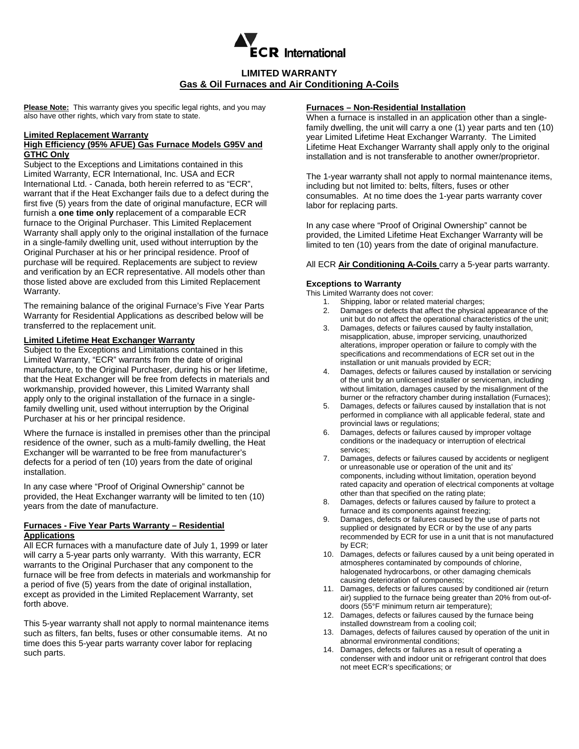ECR International

# LIMITED WARRANTY

## Gas & Oil Furnaces and Air Conditioning A-Coils

**Please Note:** This warranty gives you specific legal rights, and you may also have other rights, which vary from state to state.

### Limited Replacement Warranty
### High Efficiency (95% AFUE) Gas Furnace Models G95V and GTHC Only

Subject to the Exceptions and Limitations contained in this Limited Warranty, ECR International, Inc. USA and ECR International Ltd. - Canada, both herein referred to as "ECR", warrant that if the Heat Exchanger fails due to a defect during the first five (5) years from the date of original manufacture, ECR will furnish a **one time only** replacement of a comparable ECR furnace to the Original Purchaser. This Limited Replacement Warranty shall apply only to the original installation of the furnace in a single-family dwelling unit, used without interruption by the Original Purchaser at his or her principal residence. Proof of purchase will be required. Replacements are subject to review and verification by an ECR representative. All models other than those listed above are excluded from this Limited Replacement Warranty.

The remaining balance of the original Furnace's Five Year Parts Warranty for Residential Applications as described below will be transferred to the replacement unit.

### Limited Lifetime Heat Exchanger Warranty

Subject to the Exceptions and Limitations contained in this Limited Warranty, "ECR" warrants from the date of original manufacture, to the Original Purchaser, during his or her lifetime, that the Heat Exchanger will be free from defects in materials and workmanship, provided however, this Limited Warranty shall apply only to the original installation of the furnace in a single-family dwelling unit, used without interruption by the Original Purchaser at his or her principal residence.

Where the furnace is installed in premises other than the principal residence of the owner, such as a multi-family dwelling, the Heat Exchanger will be warranted to be free from manufacturer's defects for a period of ten (10) years from the date of original installation.

In any case where "Proof of Original Ownership" cannot be provided, the Heat Exchanger warranty will be limited to ten (10) years from the date of manufacture.

### Furnaces - Five Year Parts Warranty – Residential Applications

All ECR furnaces with a manufacture date of July 1, 1999 or later will carry a 5-year parts only warranty. With this warranty, ECR warrants to the Original Purchaser that any component to the furnace will be free from defects in materials and workmanship for a period of five (5) years from the date of original installation, except as provided in the Limited Replacement Warranty, set forth above.

This 5-year warranty shall not apply to normal maintenance items such as filters, fan belts, fuses or other consumable items. At no time does this 5-year parts warranty cover labor for replacing such parts.

### Furnaces – Non-Residential Installation

When a furnace is installed in an application other than a single-family dwelling, the unit will carry a one (1) year parts and ten (10) year Limited Lifetime Heat Exchanger Warranty. The Limited Lifetime Heat Exchanger Warranty shall apply only to the original installation and is not transferable to another owner/proprietor.

The 1-year warranty shall not apply to normal maintenance items, including but not limited to: belts, filters, fuses or other consumables. At no time does the 1-year parts warranty cover labor for replacing parts.

In any case where "Proof of Original Ownership" cannot be provided, the Limited Lifetime Heat Exchanger Warranty will be limited to ten (10) years from the date of original manufacture.

All ECR **Air Conditioning A-Coils** carry a 5-year parts warranty.

### Exceptions to Warranty

This Limited Warranty does not cover:

1. Shipping, labor or related material charges;
2. Damages or defects that affect the physical appearance of the unit but do not affect the operational characteristics of the unit;
3. Damages, defects or failures caused by faulty installation, misapplication, abuse, improper servicing, unauthorized alterations, improper operation or failure to comply with the specifications and recommendations of ECR set out in the installation or unit manuals provided by ECR;
4. Damages, defects or failures caused by installation or servicing of the unit by an unlicensed installer or serviceman, including without limitation, damages caused by the misalignment of the burner or the refractory chamber during installation (Furnaces);
5. Damages, defects or failures caused by installation that is not performed in compliance with all applicable federal, state and provincial laws or regulations;
6. Damages, defects or failures caused by improper voltage conditions or the inadequacy or interruption of electrical services;
7. Damages, defects or failures caused by accidents or negligent or unreasonable use or operation of the unit and its' components, including without limitation, operation beyond rated capacity and operation of electrical components at voltage other than that specified on the rating plate;
8. Damages, defects or failures caused by failure to protect a furnace and its components against freezing;
9. Damages, defects or failures caused by the use of parts not supplied or designated by ECR or by the use of any parts recommended by ECR for use in a unit that is not manufactured by ECR;
10. Damages, defects or failures caused by a unit being operated in atmospheres contaminated by compounds of chlorine, halogenated hydrocarbons, or other damaging chemicals causing deterioration of components;
11. Damages, defects or failures caused by conditioned air (return air) supplied to the furnace being greater than 20% from out-of-doors (55°F minimum return air temperature);
12. Damages, defects or failures caused by the furnace being installed downstream from a cooling coil;
13. Damages, defects or failures caused by operation of the unit in abnormal environmental conditions;
14. Damages, defects or failures as a result of operating a condenser with and indoor unit or refrigerant control that does not meet ECR's specifications; or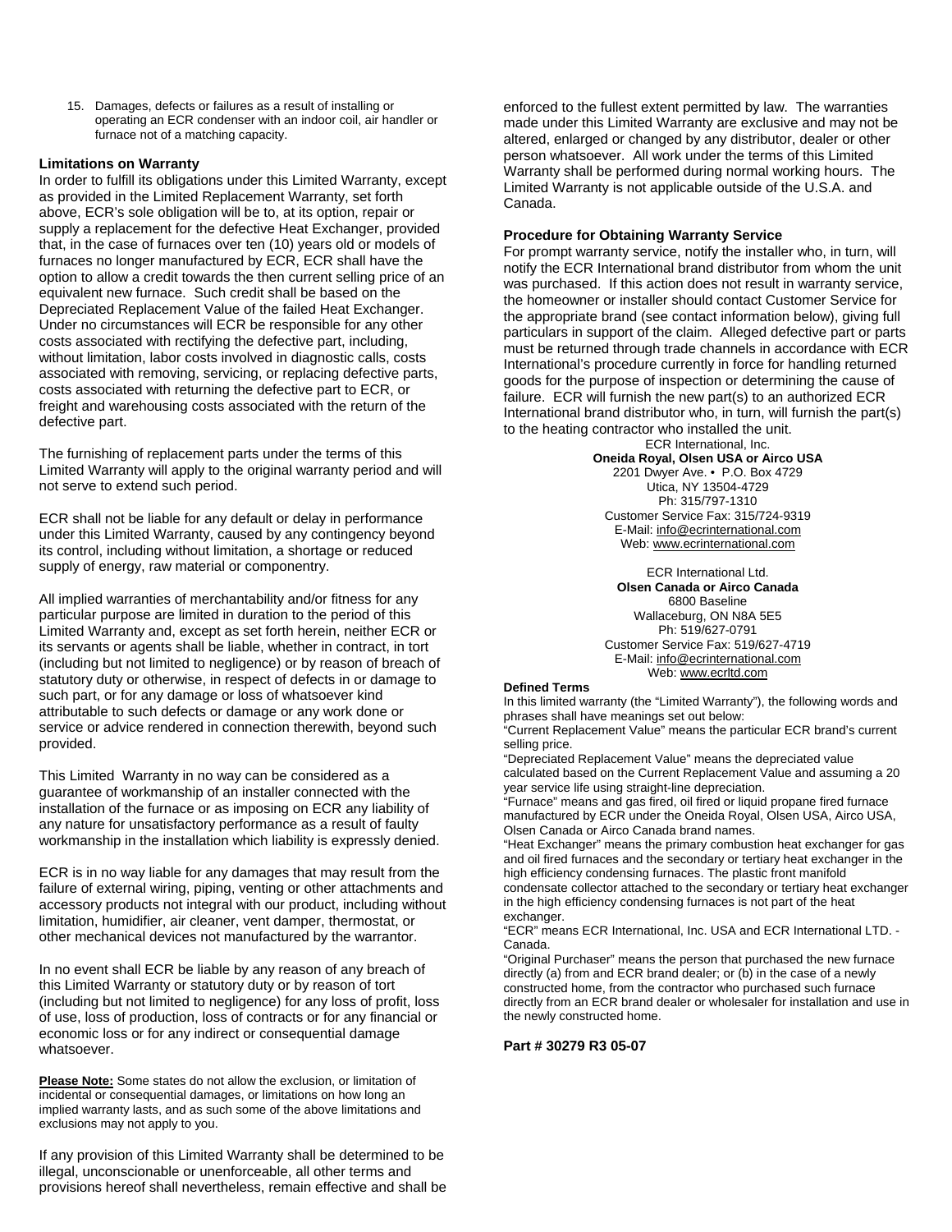15. Damages, defects or failures as a result of installing or operating an ECR condenser with an indoor coil, air handler or furnace not of a matching capacity.

**Limitations on Warranty**

In order to fulfill its obligations under this Limited Warranty, except as provided in the Limited Replacement Warranty, set forth above, ECR's sole obligation will be to, at its option, repair or supply a replacement for the defective Heat Exchanger, provided that, in the case of furnaces over ten (10) years old or models of furnaces no longer manufactured by ECR, ECR shall have the option to allow a credit towards the then current selling price of an equivalent new furnace. Such credit shall be based on the Depreciated Replacement Value of the failed Heat Exchanger. Under no circumstances will ECR be responsible for any other costs associated with rectifying the defective part, including, without limitation, labor costs involved in diagnostic calls, costs associated with removing, servicing, or replacing defective parts, costs associated with returning the defective part to ECR, or freight and warehousing costs associated with the return of the defective part.

The furnishing of replacement parts under the terms of this Limited Warranty will apply to the original warranty period and will not serve to extend such period.

ECR shall not be liable for any default or delay in performance under this Limited Warranty, caused by any contingency beyond its control, including without limitation, a shortage or reduced supply of energy, raw material or componentry.

All implied warranties of merchantability and/or fitness for any particular purpose are limited in duration to the period of this Limited Warranty and, except as set forth herein, neither ECR or its servants or agents shall be liable, whether in contract, in tort (including but not limited to negligence) or by reason of breach of statutory duty or otherwise, in respect of defects in or damage to such part, or for any damage or loss of whatsoever kind attributable to such defects or damage or any work done or service or advice rendered in connection therewith, beyond such provided.

This Limited Warranty in no way can be considered as a guarantee of workmanship of an installer connected with the installation of the furnace or as imposing on ECR any liability of any nature for unsatisfactory performance as a result of faulty workmanship in the installation which liability is expressly denied.

ECR is in no way liable for any damages that may result from the failure of external wiring, piping, venting or other attachments and accessory products not integral with our product, including without limitation, humidifier, air cleaner, vent damper, thermostat, or other mechanical devices not manufactured by the warrantor.

In no event shall ECR be liable by any reason of any breach of this Limited Warranty or statutory duty or by reason of tort (including but not limited to negligence) for any loss of profit, loss of use, loss of production, loss of contracts or for any financial or economic loss or for any indirect or consequential damage whatsoever.

**Please Note:** Some states do not allow the exclusion, or limitation of incidental or consequential damages, or limitations on how long an implied warranty lasts, and as such some of the above limitations and exclusions may not apply to you.

If any provision of this Limited Warranty shall be determined to be illegal, unconscionable or unenforceable, all other terms and provisions hereof shall nevertheless, remain effective and shall be enforced to the fullest extent permitted by law. The warranties made under this Limited Warranty are exclusive and may not be altered, enlarged or changed by any distributor, dealer or other person whatsoever. All work under the terms of this Limited Warranty shall be performed during normal working hours. The Limited Warranty is not applicable outside of the U.S.A. and Canada.

**Procedure for Obtaining Warranty Service**

For prompt warranty service, notify the installer who, in turn, will notify the ECR International brand distributor from whom the unit was purchased. If this action does not result in warranty service, the homeowner or installer should contact Customer Service for the appropriate brand (see contact information below), giving full particulars in support of the claim. Alleged defective part or parts must be returned through trade channels in accordance with ECR International's procedure currently in force for handling returned goods for the purpose of inspection or determining the cause of failure. ECR will furnish the new part(s) to an authorized ECR International brand distributor who, in turn, will furnish the part(s) to the heating contractor who installed the unit.

ECR International, Inc.
**Oneida Royal, Olsen USA or Airco USA**
2201 Dwyer Ave. • P.O. Box 4729
Utica, NY 13504-4729
Ph: 315/797-1310
Customer Service Fax: 315/724-9319
E-Mail: info@ecrinternational.com
Web: www.ecrinternational.com

ECR International Ltd.
**Olsen Canada or Airco Canada**
6800 Baseline
Wallaceburg, ON N8A 5E5
Ph: 519/627-0791
Customer Service Fax: 519/627-4719
E-Mail: info@ecrinternational.com
Web: www.ecrltd.com

**Defined Terms**

In this limited warranty (the "Limited Warranty"), the following words and phrases shall have meanings set out below:

"Current Replacement Value" means the particular ECR brand's current selling price.

"Depreciated Replacement Value" means the depreciated value calculated based on the Current Replacement Value and assuming a 20 year service life using straight-line depreciation.

"Furnace" means and gas fired, oil fired or liquid propane fired furnace manufactured by ECR under the Oneida Royal, Olsen USA, Airco USA, Olsen Canada or Airco Canada brand names.

"Heat Exchanger" means the primary combustion heat exchanger for gas and oil fired furnaces and the secondary or tertiary heat exchanger in the high efficiency condensing furnaces. The plastic front manifold condensate collector attached to the secondary or tertiary heat exchanger in the high efficiency condensing furnaces is not part of the heat exchanger.

"ECR" means ECR International, Inc. USA and ECR International LTD. - Canada.

"Original Purchaser" means the person that purchased the new furnace directly (a) from and ECR brand dealer; or (b) in the case of a newly constructed home, from the contractor who purchased such furnace directly from an ECR brand dealer or wholesaler for installation and use in the newly constructed home.

**Part # 30279 R3 05-07**